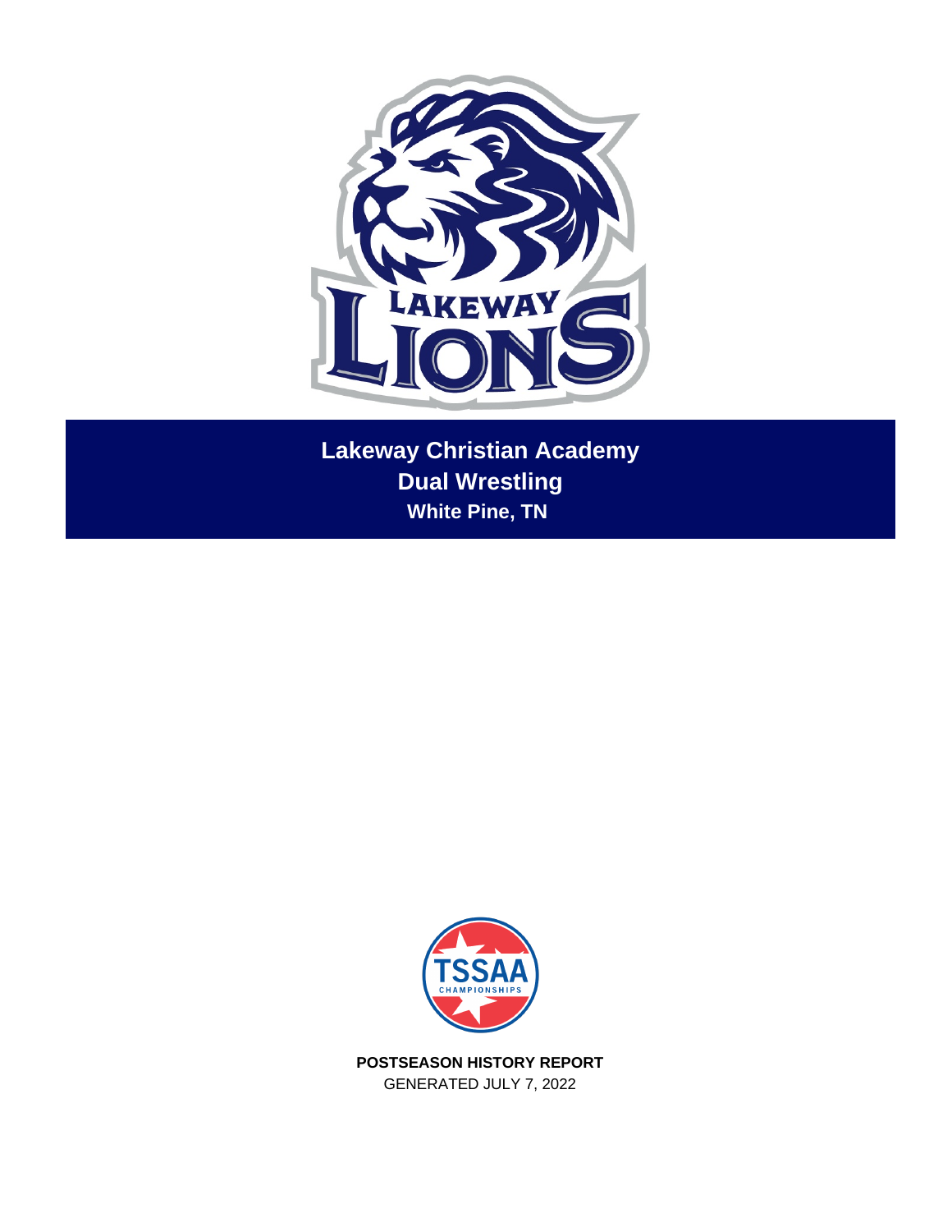# Lakeway Christian Academy

## Dual Wrestling

### White Pine, TN

**POSTSEASON HISTORY REPORT**

GENERATED JULY 7, 2022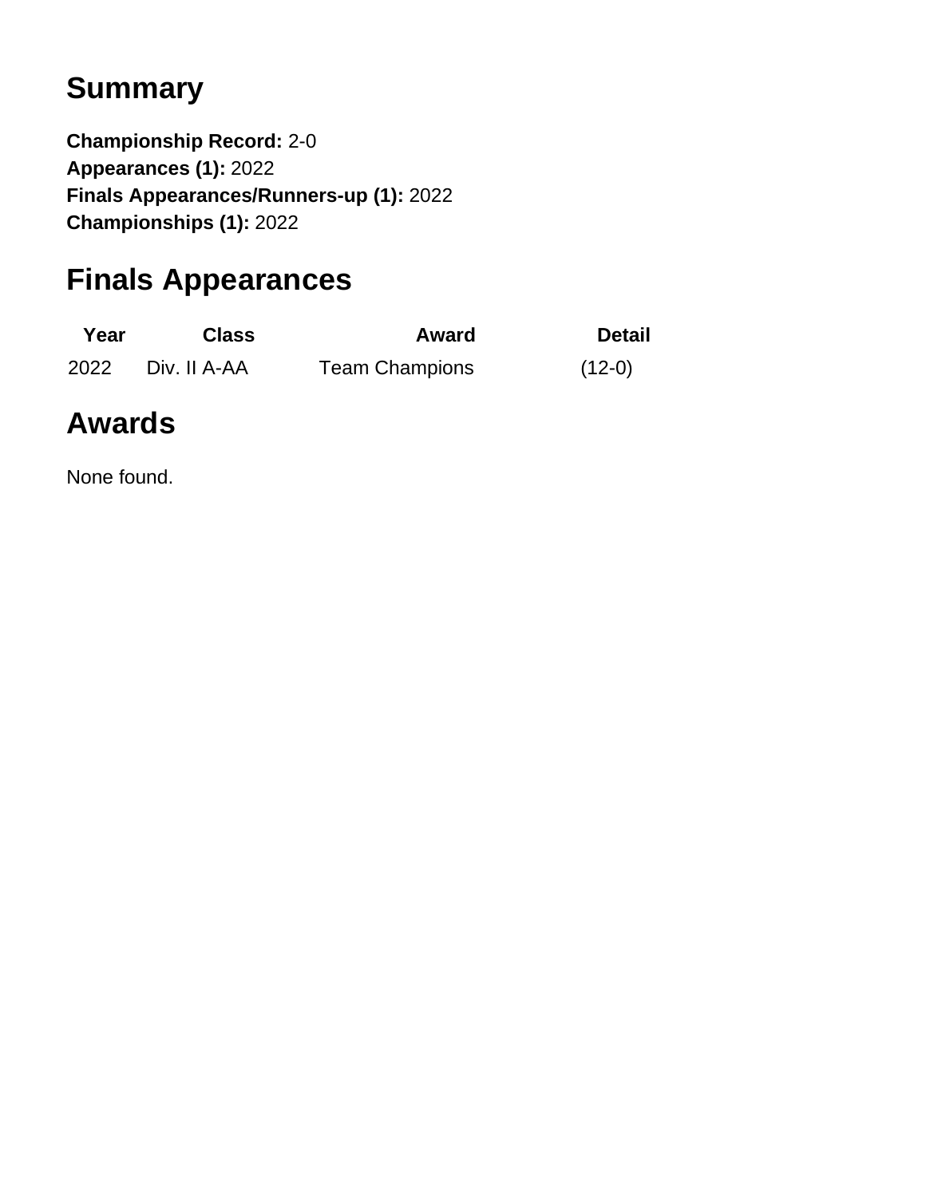## Summary

**Championship Record:** 2-0
**Appearances (1):** 2022
**Finals Appearances/Runners-up (1):** 2022
**Championships (1):** 2022

## Finals Appearances

| Year | Class | Award | Detail |
| --- | --- | --- | --- |
| 2022 | Div. II A-AA | Team Champions | (12-0) |

## Awards

None found.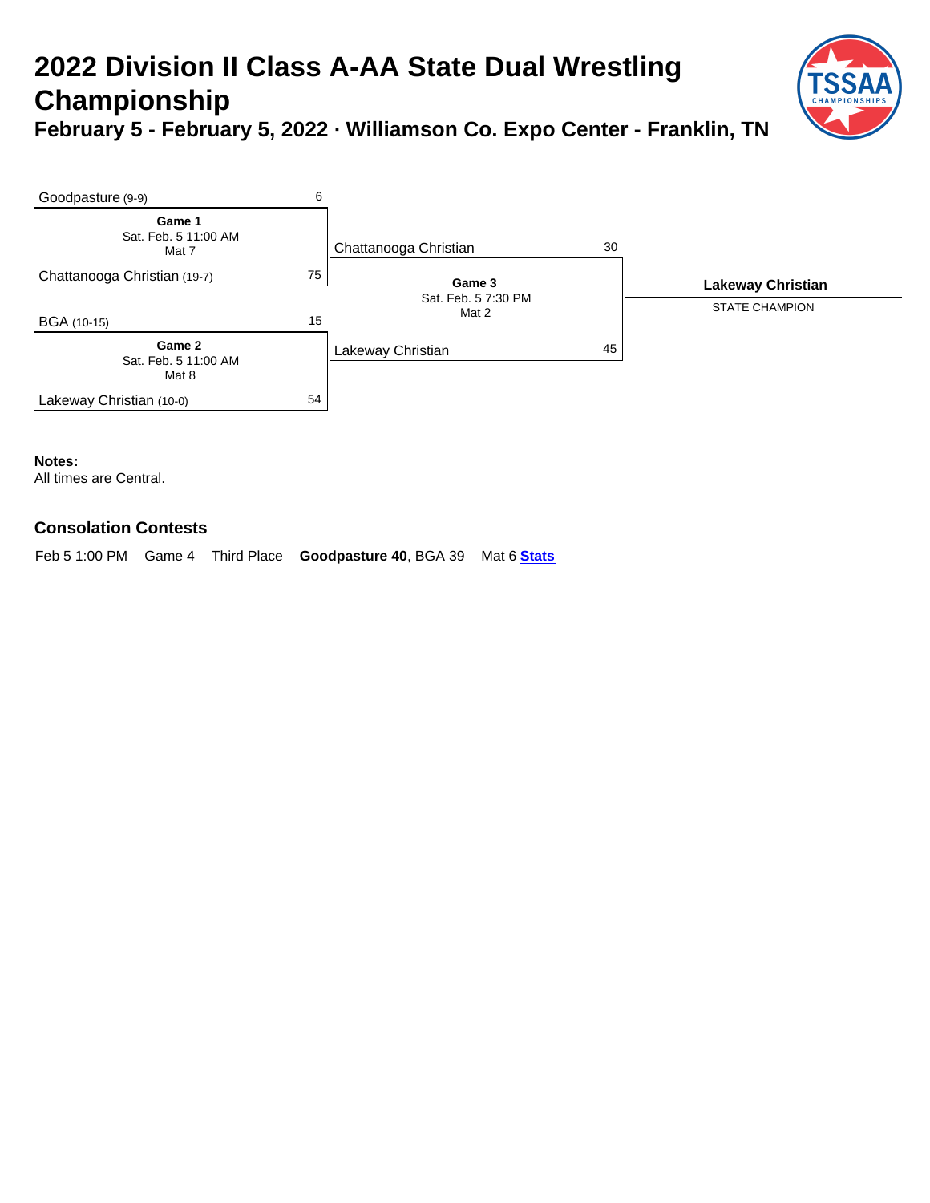# 2022 Division II Class A-AA State Dual Wrestling Championship

## February 5 - February 5, 2022 · Williamson Co. Expo Center - Franklin, TN

**Game 1** — Sat. Feb. 5 11:00 AM, Mat 7

| Team | Score |
| --- | --- |
| Goodpasture (9-9) | 6 |
| Chattanooga Christian (19-7) | 75 |

**Game 2** — Sat. Feb. 5 11:00 AM, Mat 8

| Team | Score |
| --- | --- |
| BGA (10-15) | 15 |
| Lakeway Christian (10-0) | 54 |

**Game 3** — Sat. Feb. 5 7:30 PM, Mat 2

| Team | Score |
| --- | --- |
| Chattanooga Christian | 30 |
| Lakeway Christian | 45 |

**Lakeway Christian**
STATE CHAMPION

**Notes:**
All times are Central.

### Consolation Contests

Feb 5 1:00 PM   Game 4   Third Place   **Goodpasture 40**, BGA 39   Mat 6 **Stats**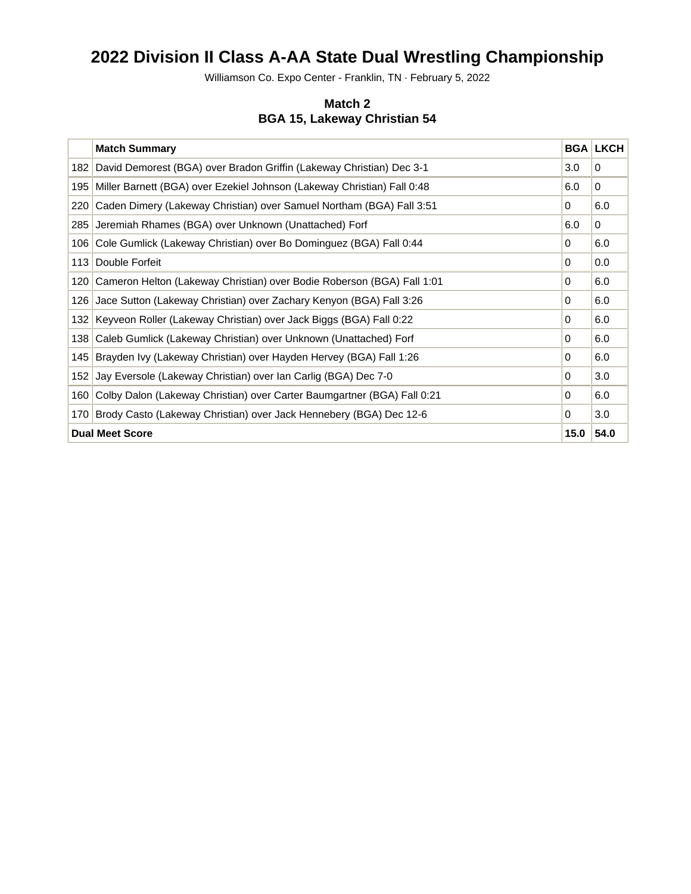# 2022 Division II Class A-AA State Dual Wrestling Championship

Williamson Co. Expo Center - Franklin, TN · February 5, 2022

### Match 2
### BGA 15, Lakeway Christian 54

| | Match Summary | BGA | LKCH |
|---|---|---|---|
| 182 | David Demorest (BGA) over Bradon Griffin (Lakeway Christian) Dec 3-1 | 3.0 | 0 |
| 195 | Miller Barnett (BGA) over Ezekiel Johnson (Lakeway Christian) Fall 0:48 | 6.0 | 0 |
| 220 | Caden Dimery (Lakeway Christian) over Samuel Northam (BGA) Fall 3:51 | 0 | 6.0 |
| 285 | Jeremiah Rhames (BGA) over Unknown (Unattached) Forf | 6.0 | 0 |
| 106 | Cole Gumlick (Lakeway Christian) over Bo Dominguez (BGA) Fall 0:44 | 0 | 6.0 |
| 113 | Double Forfeit | 0 | 0.0 |
| 120 | Cameron Helton (Lakeway Christian) over Bodie Roberson (BGA) Fall 1:01 | 0 | 6.0 |
| 126 | Jace Sutton (Lakeway Christian) over Zachary Kenyon (BGA) Fall 3:26 | 0 | 6.0 |
| 132 | Keyveon Roller (Lakeway Christian) over Jack Biggs (BGA) Fall 0:22 | 0 | 6.0 |
| 138 | Caleb Gumlick (Lakeway Christian) over Unknown (Unattached) Forf | 0 | 6.0 |
| 145 | Brayden Ivy (Lakeway Christian) over Hayden Hervey (BGA) Fall 1:26 | 0 | 6.0 |
| 152 | Jay Eversole (Lakeway Christian) over Ian Carlig (BGA) Dec 7-0 | 0 | 3.0 |
| 160 | Colby Dalon (Lakeway Christian) over Carter Baumgartner (BGA) Fall 0:21 | 0 | 6.0 |
| 170 | Brody Casto (Lakeway Christian) over Jack Hennebery (BGA) Dec 12-6 | 0 | 3.0 |
| **Dual Meet Score** | | **15.0** | **54.0** |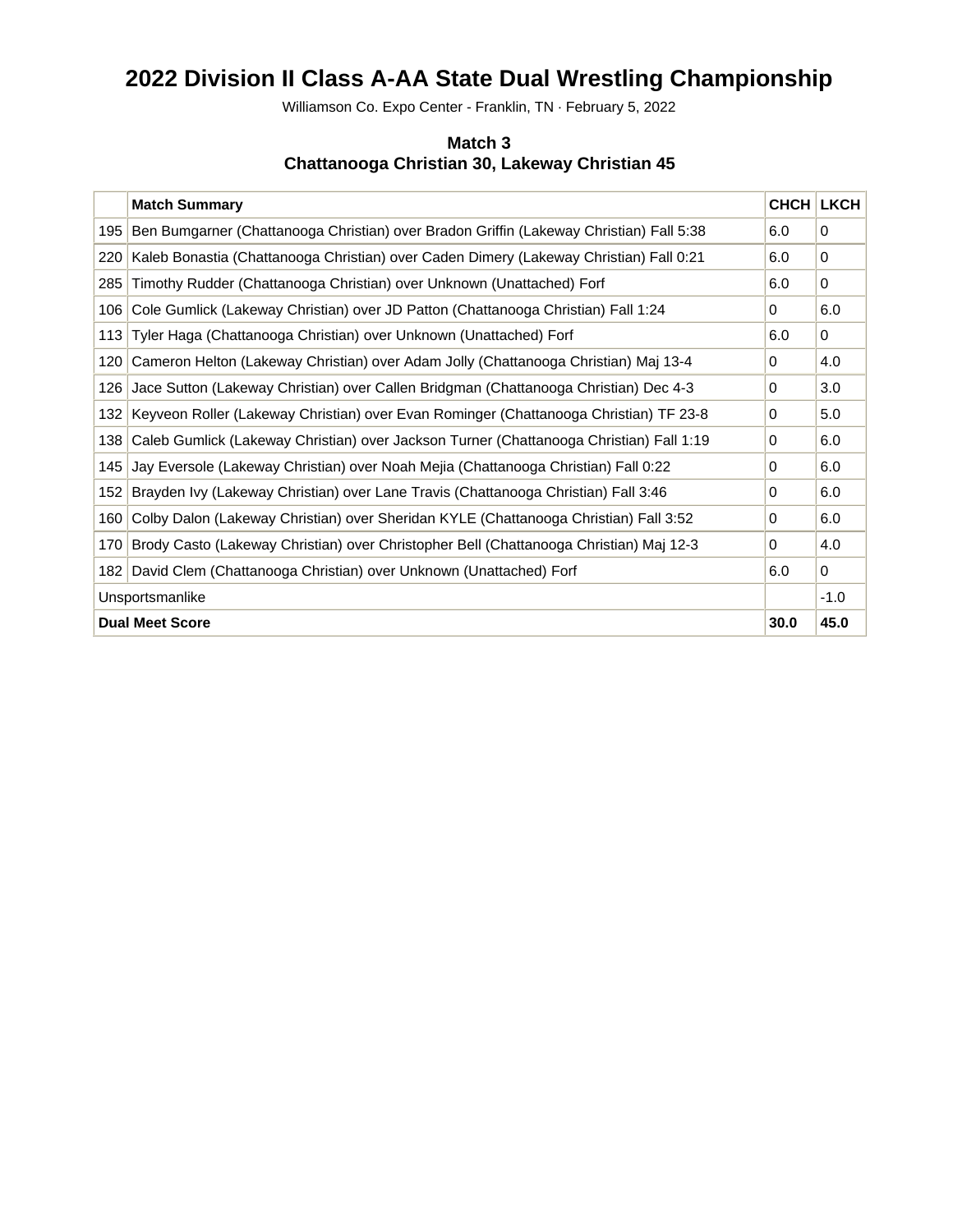# 2022 Division II Class A-AA State Dual Wrestling Championship

Williamson Co. Expo Center - Franklin, TN · February 5, 2022

### Match 3
### Chattanooga Christian 30, Lakeway Christian 45

| | Match Summary | CHCH | LKCH |
|---|---|---|---|
| 195 | Ben Bumgarner (Chattanooga Christian) over Bradon Griffin (Lakeway Christian) Fall 5:38 | 6.0 | 0 |
| 220 | Kaleb Bonastia (Chattanooga Christian) over Caden Dimery (Lakeway Christian) Fall 0:21 | 6.0 | 0 |
| 285 | Timothy Rudder (Chattanooga Christian) over Unknown (Unattached) Forf | 6.0 | 0 |
| 106 | Cole Gumlick (Lakeway Christian) over JD Patton (Chattanooga Christian) Fall 1:24 | 0 | 6.0 |
| 113 | Tyler Haga (Chattanooga Christian) over Unknown (Unattached) Forf | 6.0 | 0 |
| 120 | Cameron Helton (Lakeway Christian) over Adam Jolly (Chattanooga Christian) Maj 13-4 | 0 | 4.0 |
| 126 | Jace Sutton (Lakeway Christian) over Callen Bridgman (Chattanooga Christian) Dec 4-3 | 0 | 3.0 |
| 132 | Keyveon Roller (Lakeway Christian) over Evan Rominger (Chattanooga Christian) TF 23-8 | 0 | 5.0 |
| 138 | Caleb Gumlick (Lakeway Christian) over Jackson Turner (Chattanooga Christian) Fall 1:19 | 0 | 6.0 |
| 145 | Jay Eversole (Lakeway Christian) over Noah Mejia (Chattanooga Christian) Fall 0:22 | 0 | 6.0 |
| 152 | Brayden Ivy (Lakeway Christian) over Lane Travis (Chattanooga Christian) Fall 3:46 | 0 | 6.0 |
| 160 | Colby Dalon (Lakeway Christian) over Sheridan KYLE (Chattanooga Christian) Fall 3:52 | 0 | 6.0 |
| 170 | Brody Casto (Lakeway Christian) over Christopher Bell (Chattanooga Christian) Maj 12-3 | 0 | 4.0 |
| 182 | David Clem (Chattanooga Christian) over Unknown (Unattached) Forf | 6.0 | 0 |
| Unsportsmanlike | | | -1.0 |
| **Dual Meet Score** | | **30.0** | **45.0** |